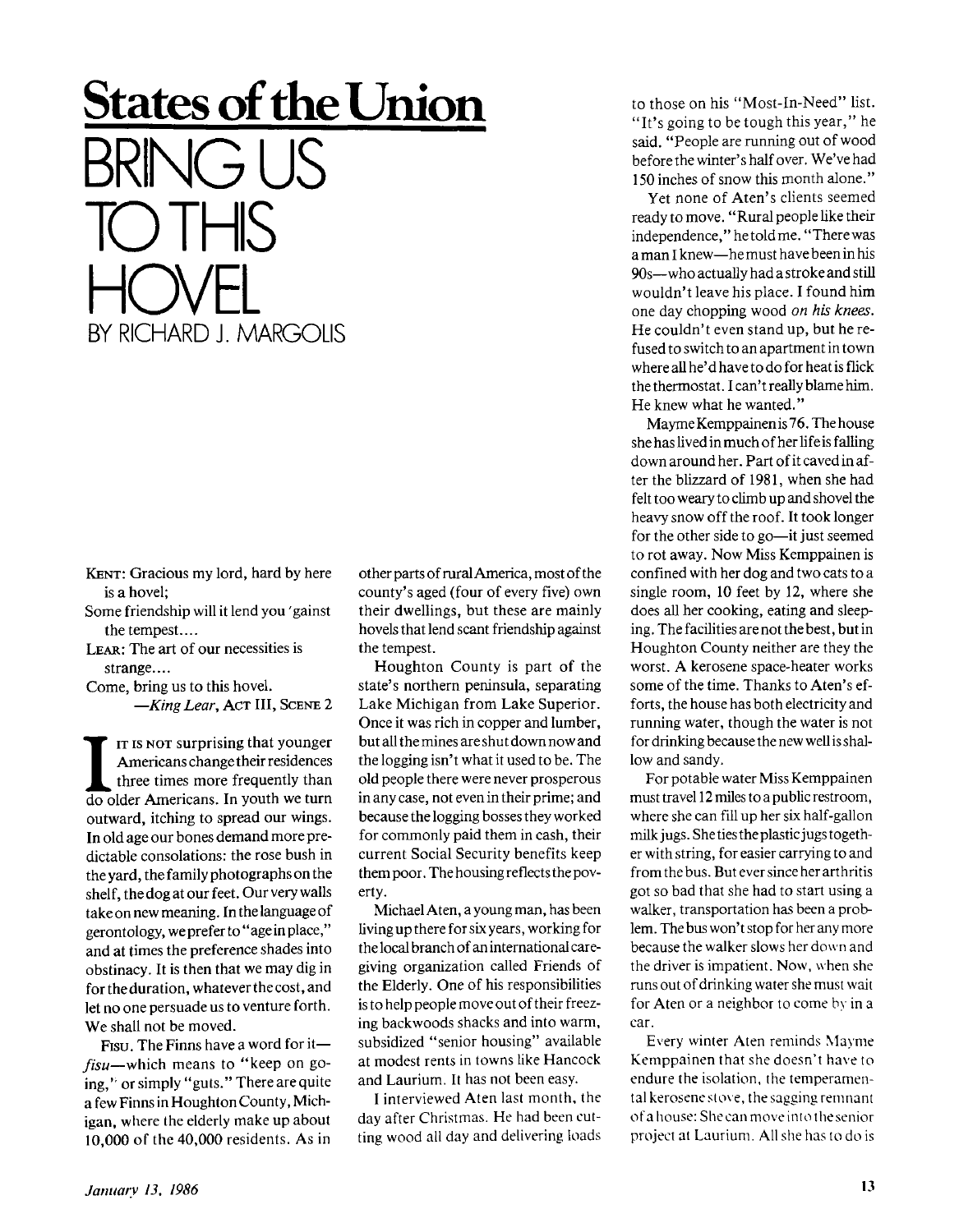# States of the Union

# BRING US TO THIS HOVEL

BY RICHARD J. MARGOLIS

KENT: Gracious my lord, hard by here is a hovel;
Some friendship will it lend you 'gainst the tempest....
LEAR: The art of our necessities is strange....
Come, bring us to this hovel.
—*King Lear*, ACT III, SCENE 2

IT IS NOT surprising that younger Americans change their residences three times more frequently than do older Americans. In youth we turn outward, itching to spread our wings. In old age our bones demand more predictable consolations: the rose bush in the yard, the family photographs on the shelf, the dog at our feet. Our very walls take on new meaning. In the language of gerontology, we prefer to "age in place," and at times the preference shades into obstinacy. It is then that we may dig in for the duration, whatever the cost, and let no one persuade us to venture forth. We shall not be moved.

FISU. The Finns have a word for it—*fisu*—which means to "keep on going," or simply "guts." There are quite a few Finns in Houghton County, Michigan, where the elderly make up about 10,000 of the 40,000 residents. As in other parts of rural America, most of the county's aged (four of every five) own their dwellings, but these are mainly hovels that lend scant friendship against the tempest.

Houghton County is part of the state's northern peninsula, separating Lake Michigan from Lake Superior. Once it was rich in copper and lumber, but all the mines are shut down now and the logging isn't what it used to be. The old people there were never prosperous in any case, not even in their prime; and because the logging bosses they worked for commonly paid them in cash, their current Social Security benefits keep them poor. The housing reflects the poverty.

Michael Aten, a young man, has been living up there for six years, working for the local branch of an international caregiving organization called Friends of the Elderly. One of his responsibilities is to help people move out of their freezing backwoods shacks and into warm, subsidized "senior housing" available at modest rents in towns like Hancock and Laurium. It has not been easy.

I interviewed Aten last month, the day after Christmas. He had been cutting wood all day and delivering loads to those on his "Most-In-Need" list. "It's going to be tough this year," he said. "People are running out of wood before the winter's half over. We've had 150 inches of snow this month alone."

Yet none of Aten's clients seemed ready to move. "Rural people like their independence," he told me. "There was a man I knew—he must have been in his 90s—who actually had a stroke and still wouldn't leave his place. I found him one day chopping wood *on his knees*. He couldn't even stand up, but he refused to switch to an apartment in town where all he'd have to do for heat is flick the thermostat. I can't really blame him. He knew what he wanted."

Mayme Kemppainen is 76. The house she has lived in much of her life is falling down around her. Part of it caved in after the blizzard of 1981, when she had felt too weary to climb up and shovel the heavy snow off the roof. It took longer for the other side to go—it just seemed to rot away. Now Miss Kemppainen is confined with her dog and two cats to a single room, 10 feet by 12, where she does all her cooking, eating and sleeping. The facilities are not the best, but in Houghton County neither are they the worst. A kerosene space-heater works some of the time. Thanks to Aten's efforts, the house has both electricity and running water, though the water is not for drinking because the new well is shallow and sandy.

For potable water Miss Kemppainen must travel 12 miles to a public restroom, where she can fill up her six half-gallon milk jugs. She ties the plastic jugs together with string, for easier carrying to and from the bus. But ever since her arthritis got so bad that she had to start using a walker, transportation has been a problem. The bus won't stop for her any more because the walker slows her down and the driver is impatient. Now, when she runs out of drinking water she must wait for Aten or a neighbor to come by in a car.

Every winter Aten reminds Mayme Kemppainen that she doesn't have to endure the isolation, the temperamental kerosene stove, the sagging remnant of a house: She can move into the senior project at Laurium. All she has to do is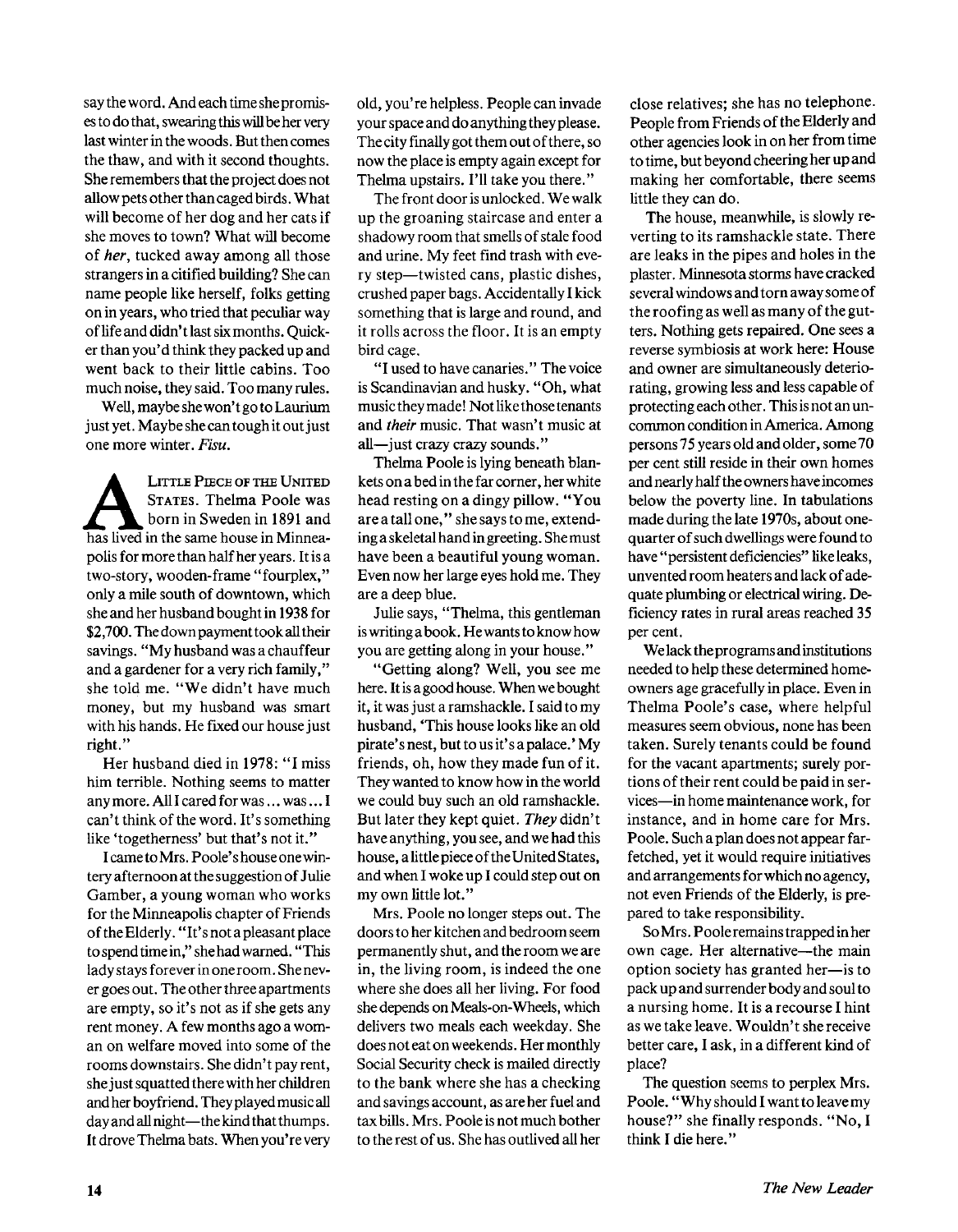say the word. And each time she promises to do that, swearing this will be her very last winter in the woods. But then comes the thaw, and with it second thoughts. She remembers that the project does not allow pets other than caged birds. What will become of her dog and her cats if she moves to town? What will become of *her*, tucked away among all those strangers in a citified building? She can name people like herself, folks getting on in years, who tried that peculiar way of life and didn't last six months. Quicker than you'd think they packed up and went back to their little cabins. Too much noise, they said. Too many rules.

Well, maybe she won't go to Laurium just yet. Maybe she can tough it out just one more winter. *Fisu.*

A LITTLE PIECE OF THE UNITED STATES. Thelma Poole was born in Sweden in 1891 and has lived in the same house in Minneapolis for more than half her years. It is a two-story, wooden-frame "fourplex," only a mile south of downtown, which she and her husband bought in 1938 for $2,700. The down payment took all their savings. "My husband was a chauffeur and a gardener for a very rich family," she told me. "We didn't have much money, but my husband was smart with his hands. He fixed our house just right."

Her husband died in 1978: "I miss him terrible. Nothing seems to matter any more. All I cared for was ... was ... I can't think of the word. It's something like 'togetherness' but that's not it."

I came to Mrs. Poole's house one wintery afternoon at the suggestion of Julie Gamber, a young woman who works for the Minneapolis chapter of Friends of the Elderly. "It's not a pleasant place to spend time in," she had warned. "This lady stays forever in one room. She never goes out. The other three apartments are empty, so it's not as if she gets any rent money. A few months ago a woman on welfare moved into some of the rooms downstairs. She didn't pay rent, she just squatted there with her children and her boyfriend. They played music all day and all night—the kind that thumps. It drove Thelma bats. When you're very old, you're helpless. People can invade your space and do anything they please. The city finally got them out of there, so now the place is empty again except for Thelma upstairs. I'll take you there."

The front door is unlocked. We walk up the groaning staircase and enter a shadowy room that smells of stale food and urine. My feet find trash with every step—twisted cans, plastic dishes, crushed paper bags. Accidentally I kick something that is large and round, and it rolls across the floor. It is an empty bird cage.

"I used to have canaries." The voice is Scandinavian and husky. "Oh, what music they made! Not like those tenants and *their* music. That wasn't music at all—just crazy crazy sounds."

Thelma Poole is lying beneath blankets on a bed in the far corner, her white head resting on a dingy pillow. "You are a tall one," she says to me, extending a skeletal hand in greeting. She must have been a beautiful young woman. Even now her large eyes hold me. They are a deep blue.

Julie says, "Thelma, this gentleman is writing a book. He wants to know how you are getting along in your house."

"Getting along? Well, you see me here. It is a good house. When we bought it, it was just a ramshackle. I said to my husband, 'This house looks like an old pirate's nest, but to us it's a palace.' My friends, oh, how they made fun of it. They wanted to know how in the world we could buy such an old ramshackle. But later they kept quiet. *They* didn't have anything, you see, and we had this house, a little piece of the United States, and when I woke up I could step out on my own little lot."

Mrs. Poole no longer steps out. The doors to her kitchen and bedroom seem permanently shut, and the room we are in, the living room, is indeed the one where she does all her living. For food she depends on Meals-on-Wheels, which delivers two meals each weekday. She does not eat on weekends. Her monthly Social Security check is mailed directly to the bank where she has a checking and savings account, as are her fuel and tax bills. Mrs. Poole is not much bother to the rest of us. She has outlived all her close relatives; she has no telephone. People from Friends of the Elderly and other agencies look in on her from time to time, but beyond cheering her up and making her comfortable, there seems little they can do.

The house, meanwhile, is slowly reverting to its ramshackle state. There are leaks in the pipes and holes in the plaster. Minnesota storms have cracked several windows and torn away some of the roofing as well as many of the gutters. Nothing gets repaired. One sees a reverse symbiosis at work here: House and owner are simultaneously deteriorating, growing less and less capable of protecting each other. This is not an uncommon condition in America. Among persons 75 years old and older, some 70 per cent still reside in their own homes and nearly half the owners have incomes below the poverty line. In tabulations made during the late 1970s, about one-quarter of such dwellings were found to have "persistent deficiencies" like leaks, unvented room heaters and lack of adequate plumbing or electrical wiring. Deficiency rates in rural areas reached 35 per cent.

We lack the programs and institutions needed to help these determined homeowners age gracefully in place. Even in Thelma Poole's case, where helpful measures seem obvious, none has been taken. Surely tenants could be found for the vacant apartments; surely portions of their rent could be paid in services—in home maintenance work, for instance, and in home care for Mrs. Poole. Such a plan does not appear far-fetched, yet it would require initiatives and arrangements for which no agency, not even Friends of the Elderly, is prepared to take responsibility.

So Mrs. Poole remains trapped in her own cage. Her alternative—the main option society has granted her—is to pack up and surrender body and soul to a nursing home. It is a recourse I hint as we take leave. Wouldn't she receive better care, I ask, in a different kind of place?

The question seems to perplex Mrs. Poole. "Why should I want to leave my house?" she finally responds. "No, I think I die here."